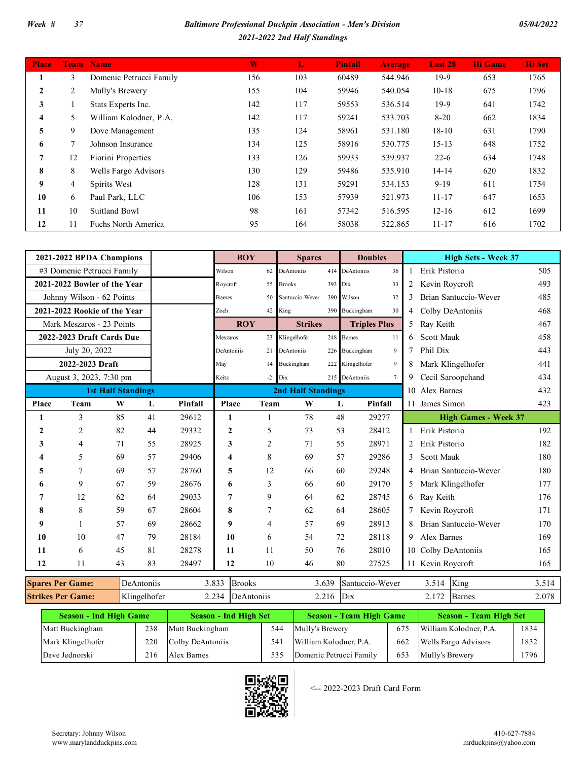*Week # 37* — ***Baltimore Professional Duckpin Association - Men's Division*** — *05/04/2022*

***2021-2022 2nd Half Standings***

| Place | Team | Name | W | L | Pinfall | Average | Last 28 | Hi Game | Hi Set |
|---|---|---|---|---|---|---|---|---|---|
| 1 | 3 | Domenic Petrucci Family | 156 | 103 | 60489 | 544.946 | 19-9 | 653 | 1765 |
| 2 | 2 | Mully's Brewery | 155 | 104 | 59946 | 540.054 | 10-18 | 675 | 1796 |
| 3 | 1 | Stats Experts Inc. | 142 | 117 | 59553 | 536.514 | 19-9 | 641 | 1742 |
| 4 | 5 | William Kolodner, P.A. | 142 | 117 | 59241 | 533.703 | 8-20 | 662 | 1834 |
| 5 | 9 | Dove Management | 135 | 124 | 58961 | 531.180 | 18-10 | 631 | 1790 |
| 6 | 7 | Johnson Insurance | 134 | 125 | 58916 | 530.775 | 15-13 | 648 | 1752 |
| 7 | 12 | Fiorini Properties | 133 | 126 | 59933 | 539.937 | 22-6 | 634 | 1748 |
| 8 | 8 | Wells Fargo Advisors | 130 | 129 | 59486 | 535.910 | 14-14 | 620 | 1832 |
| 9 | 4 | Spirits West | 128 | 131 | 59291 | 534.153 | 9-19 | 611 | 1754 |
| 10 | 6 | Paul Park, LLC | 106 | 153 | 57939 | 521.973 | 11-17 | 647 | 1653 |
| 11 | 10 | Suitland Bowl | 98 | 161 | 57342 | 516.595 | 12-16 | 612 | 1699 |
| 12 | 11 | Fuchs North America | 95 | 164 | 58038 | 522.865 | 11-17 | 616 | 1702 |

| Awards | |
|---|---|
| **2021-2022 BPDA Champions** | #3 Domenic Petrucci Family |
| **2021-2022 Bowler of the Year** | Johnny Wilson - 62 Points |
| **2021-2022 Rookie of the Year** | Mark Meszaros - 23 Points |
| **2022-2023 Draft Cards Due** | July 20, 2022 |
| **2022-2023 Draft** | August 3, 2023, 7:30 pm |

| BOY | | Spares | | Doubles | |
|---|---|---|---|---|---|
| Wilson | 62 | DeAntoniis | 414 | DeAntoniis | 36 |
| Roycroft | 55 | Brooks | 393 | Dix | 33 |
| Barnes | 50 | Santuccio-Wever | 390 | Wilson | 32 |
| Zoch | 42 | King | 390 | Buckingham | 30 |
| **ROY** | | **Strikes** | | **Triples Plus** | |
| Meszaros | 23 | Klingelhofer | 248 | Barnes | 11 |
| DeAntoniis | 21 | DeAntoniis | 226 | Buckingham | 9 |
| May | 14 | Buckingham | 222 | Klingelhofer | 9 |
| Keitz | -2 | Dix | 215 | DeAntoniis | 7 |

| High Sets - Week 37 | | |
|---|---|---|
| 1 | Erik Pistorio | 505 |
| 2 | Kevin Roycroft | 493 |
| 3 | Brian Santuccio-Wever | 485 |
| 4 | Colby DeAntoniis | 468 |
| 5 | Ray Keith | 467 |
| 6 | Scott Mauk | 458 |
| 7 | Phil Dix | 443 |
| 8 | Mark Klingelhofer | 441 |
| 9 | Cecil Saroopchand | 434 |
| 10 | Alex Barnes | 432 |
| 11 | James Simon | 423 |

| 1st Half Standings | | | | | 2nd Half Standings | | | | |
|---|---|---|---|---|---|---|---|---|---|
| Place | Team | W | L | Pinfall | Place | Team | W | L | Pinfall |
| 1 | 3 | 85 | 41 | 29612 | 1 | 1 | 78 | 48 | 29277 |
| 2 | 2 | 82 | 44 | 29332 | 2 | 5 | 73 | 53 | 28412 |
| 3 | 4 | 71 | 55 | 28925 | 3 | 2 | 71 | 55 | 28971 |
| 4 | 5 | 69 | 57 | 29406 | 4 | 8 | 69 | 57 | 29286 |
| 5 | 7 | 69 | 57 | 28760 | 5 | 12 | 66 | 60 | 29248 |
| 6 | 9 | 67 | 59 | 28676 | 6 | 3 | 66 | 60 | 29170 |
| 7 | 12 | 62 | 64 | 29033 | 7 | 9 | 64 | 62 | 28745 |
| 8 | 8 | 59 | 67 | 28604 | 8 | 7 | 62 | 64 | 28605 |
| 9 | 1 | 57 | 69 | 28662 | 9 | 4 | 57 | 69 | 28913 |
| 10 | 10 | 47 | 79 | 28184 | 10 | 6 | 54 | 72 | 28118 |
| 11 | 6 | 45 | 81 | 28278 | 11 | 11 | 50 | 76 | 28010 |
| 12 | 11 | 43 | 83 | 28497 | 12 | 10 | 46 | 80 | 27525 |

| High Games - Week 37 | | |
|---|---|---|
| 1 | Erik Pistorio | 192 |
| 2 | Erik Pistorio | 182 |
| 3 | Scott Mauk | 180 |
| 4 | Brian Santuccio-Wever | 180 |
| 5 | Mark Klingelhofer | 177 |
| 6 | Ray Keith | 176 |
| 7 | Kevin Roycroft | 171 |
| 8 | Brian Santuccio-Wever | 170 |
| 9 | Alex Barnes | 169 |
| 10 | Colby DeAntoniis | 165 |
| 11 | Kevin Roycroft | 165 |

| | | | | | | | | |
|---|---|---|---|---|---|---|---|---|
| **Spares Per Game:** | DeAntoniis | 3.833 | Brooks | 3.639 | Santuccio-Wever | 3.514 | King | 3.514 |
| **Strikes Per Game:** | Klingelhofer | 2.234 | DeAntoniis | 2.216 | Dix | 2.172 | Barnes | 2.078 |

| Season - Ind High Game | | Season - Ind High Set | | Season - Team High Game | | Season - Team High Set | |
|---|---|---|---|---|---|---|---|
| Matt Buckingham | 238 | Matt Buckingham | 544 | Mully's Brewery | 675 | William Kolodner, P.A. | 1834 |
| Mark Klingelhofer | 220 | Colby DeAntoniis | 541 | William Kolodner, P.A. | 662 | Wells Fargo Advisors | 1832 |
| Dave Jednorski | 216 | Alex Barnes | 535 | Domenic Petrucci Family | 653 | Mully's Brewery | 1796 |

<-- 2022-2023 Draft Card Form

Secretary: Johnny Wilson
www.marylandduckpins.com

410-627-7884
mrduckpins@yahoo.com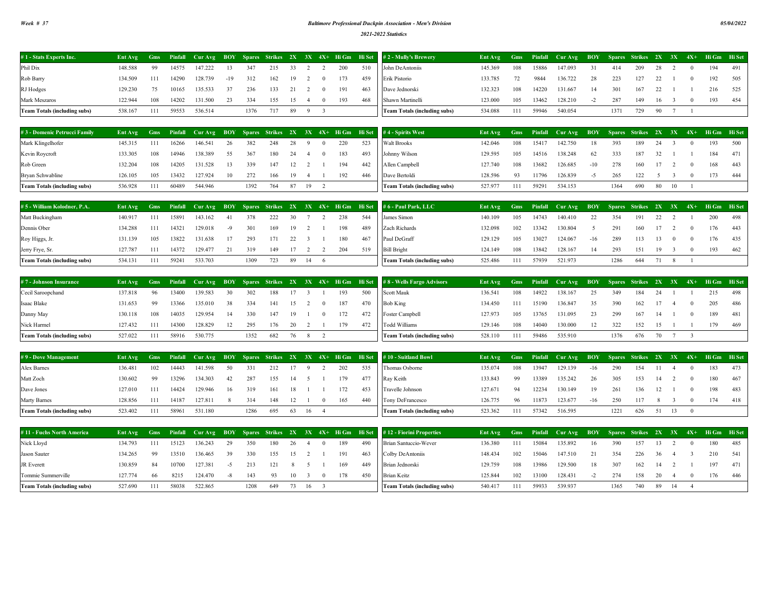## Baltimore Professional Duckpin Association - Men's Division

### 2021-2022 Statistics

| # 1 - Stats Experts Inc. | Ent Avg | Gms | Pinfall | Cur Avg | BOY | Spares | Strikes | 2X | 3X | 4X+ | Hi Gm | Hi Set |
|---|---|---|---|---|---|---|---|---|---|---|---|---|
| Phil Dix | 148.588 | 99 | 14575 | 147.222 | 13 | 347 | 215 | 33 | 2 | 2 | 200 | 510 |
| Rob Barry | 134.509 | 111 | 14290 | 128.739 | -19 | 312 | 162 | 19 | 2 | 0 | 173 | 459 |
| RJ Hodges | 129.230 | 75 | 10165 | 135.533 | 37 | 236 | 133 | 21 | 2 | 0 | 191 | 463 |
| Mark Meszaros | 122.944 | 108 | 14202 | 131.500 | 23 | 334 | 155 | 15 | 4 | 0 | 193 | 468 |
| Team Totals (including subs) | 538.167 | 111 | 59553 | 536.514 | | 1376 | 717 | 89 | 9 | 3 | | |

| # 2 - Mully's Brewery | Ent Avg | Gms | Pinfall | Cur Avg | BOY | Spares | Strikes | 2X | 3X | 4X+ | Hi Gm | Hi Set |
|---|---|---|---|---|---|---|---|---|---|---|---|---|
| John DeAntoniis | 145.369 | 108 | 15886 | 147.093 | 31 | 414 | 209 | 28 | 2 | 0 | 194 | 491 |
| Erik Pistorio | 133.785 | 72 | 9844 | 136.722 | 28 | 223 | 127 | 22 | 1 | 0 | 192 | 505 |
| Dave Jednorski | 132.323 | 108 | 14220 | 131.667 | 14 | 301 | 167 | 22 | 1 | 1 | 216 | 525 |
| Shawn Martinelli | 123.000 | 105 | 13462 | 128.210 | -2 | 287 | 149 | 16 | 3 | 0 | 193 | 454 |
| Team Totals (including subs) | 534.088 | 111 | 59946 | 540.054 | | 1371 | 729 | 90 | 7 | 1 | | |

| # 3 - Domenic Petrucci Family | Ent Avg | Gms | Pinfall | Cur Avg | BOY | Spares | Strikes | 2X | 3X | 4X+ | Hi Gm | Hi Set |
|---|---|---|---|---|---|---|---|---|---|---|---|---|
| Mark Klingelhofer | 145.315 | 111 | 16266 | 146.541 | 26 | 382 | 248 | 28 | 9 | 0 | 220 | 523 |
| Kevin Roycroft | 133.305 | 108 | 14946 | 138.389 | 55 | 367 | 180 | 24 | 4 | 0 | 183 | 493 |
| Rob Green | 132.204 | 108 | 14205 | 131.528 | 13 | 339 | 147 | 12 | 2 | 1 | 194 | 442 |
| Bryan Schwabline | 126.105 | 105 | 13432 | 127.924 | 10 | 272 | 166 | 19 | 4 | 1 | 192 | 446 |
| Team Totals (including subs) | 536.928 | 111 | 60489 | 544.946 | | 1392 | 764 | 87 | 19 | 2 | | |

| # 4 - Spirits West | Ent Avg | Gms | Pinfall | Cur Avg | BOY | Spares | Strikes | 2X | 3X | 4X+ | Hi Gm | Hi Set |
|---|---|---|---|---|---|---|---|---|---|---|---|---|
| Walt Brooks | 142.046 | 108 | 15417 | 142.750 | 18 | 393 | 189 | 24 | 3 | 0 | 193 | 500 |
| Johnny Wilson | 129.595 | 105 | 14516 | 138.248 | 62 | 333 | 187 | 32 | 1 | 1 | 184 | 471 |
| Allen Campbell | 127.740 | 108 | 13682 | 126.685 | -10 | 278 | 160 | 17 | 2 | 0 | 168 | 443 |
| Dave Bertoldi | 128.596 | 93 | 11796 | 126.839 | -5 | 265 | 122 | 5 | 3 | 0 | 173 | 444 |
| Team Totals (including subs) | 527.977 | 111 | 59291 | 534.153 | | 1364 | 690 | 80 | 10 | 1 | | |

| # 5 - William Kolodner, P.A. | Ent Avg | Gms | Pinfall | Cur Avg | BOY | Spares | Strikes | 2X | 3X | 4X+ | Hi Gm | Hi Set |
|---|---|---|---|---|---|---|---|---|---|---|---|---|
| Matt Buckingham | 140.917 | 111 | 15891 | 143.162 | 41 | 378 | 222 | 30 | 7 | 2 | 238 | 544 |
| Dennis Ober | 134.288 | 111 | 14321 | 129.018 | -9 | 301 | 169 | 19 | 2 | 1 | 198 | 489 |
| Roy Higgs, Jr. | 131.139 | 105 | 13822 | 131.638 | 17 | 293 | 171 | 22 | 3 | 1 | 180 | 467 |
| Jerry Frye, Sr. | 127.787 | 111 | 14372 | 129.477 | 21 | 319 | 149 | 17 | 2 | 2 | 204 | 519 |
| Team Totals (including subs) | 534.131 | 111 | 59241 | 533.703 | | 1309 | 723 | 89 | 14 | 6 | | |

| # 6 - Paul Park, LLC | Ent Avg | Gms | Pinfall | Cur Avg | BOY | Spares | Strikes | 2X | 3X | 4X+ | Hi Gm | Hi Set |
|---|---|---|---|---|---|---|---|---|---|---|---|---|
| James Simon | 140.109 | 105 | 14743 | 140.410 | 22 | 354 | 191 | 22 | 2 | 1 | 200 | 498 |
| Zach Richards | 132.098 | 102 | 13342 | 130.804 | 5 | 291 | 160 | 17 | 2 | 0 | 176 | 443 |
| Paul DeGraff | 129.129 | 105 | 13027 | 124.067 | -16 | 289 | 113 | 13 | 0 | 0 | 176 | 435 |
| Bill Bright | 124.149 | 108 | 13842 | 128.167 | 14 | 293 | 151 | 19 | 3 | 0 | 193 | 462 |
| Team Totals (including subs) | 525.486 | 111 | 57939 | 521.973 | | 1286 | 644 | 71 | 8 | 1 | | |

| # 7 - Johnson Insurance | Ent Avg | Gms | Pinfall | Cur Avg | BOY | Spares | Strikes | 2X | 3X | 4X+ | Hi Gm | Hi Set |
|---|---|---|---|---|---|---|---|---|---|---|---|---|
| Cecil Saroopchand | 137.818 | 96 | 13400 | 139.583 | 30 | 302 | 188 | 17 | 3 | 1 | 193 | 500 |
| Isaac Blake | 131.653 | 99 | 13366 | 135.010 | 38 | 334 | 141 | 15 | 2 | 0 | 187 | 470 |
| Danny May | 130.118 | 108 | 14035 | 129.954 | 14 | 330 | 147 | 19 | 1 | 0 | 172 | 472 |
| Nick Harmel | 127.432 | 111 | 14300 | 128.829 | 12 | 295 | 176 | 20 | 2 | 1 | 179 | 472 |
| Team Totals (including subs) | 527.022 | 111 | 58916 | 530.775 | | 1352 | 682 | 76 | 8 | 2 | | |

| # 8 - Wells Fargo Advisors | Ent Avg | Gms | Pinfall | Cur Avg | BOY | Spares | Strikes | 2X | 3X | 4X+ | Hi Gm | Hi Set |
|---|---|---|---|---|---|---|---|---|---|---|---|---|
| Scott Mauk | 136.541 | 108 | 14922 | 138.167 | 25 | 349 | 184 | 24 | 1 | 1 | 215 | 498 |
| Bob King | 134.450 | 111 | 15190 | 136.847 | 35 | 390 | 162 | 17 | 4 | 0 | 205 | 486 |
| Foster Campbell | 127.973 | 105 | 13765 | 131.095 | 23 | 299 | 167 | 14 | 1 | 0 | 189 | 481 |
| Todd Williams | 129.146 | 108 | 14040 | 130.000 | 12 | 322 | 152 | 15 | 1 | 1 | 179 | 469 |
| Team Totals (including subs) | 528.110 | 111 | 59486 | 535.910 | | 1376 | 676 | 70 | 7 | 3 | | |

| # 9 - Dove Management | Ent Avg | Gms | Pinfall | Cur Avg | BOY | Spares | Strikes | 2X | 3X | 4X+ | Hi Gm | Hi Set |
|---|---|---|---|---|---|---|---|---|---|---|---|---|
| Alex Barnes | 136.481 | 102 | 14443 | 141.598 | 50 | 331 | 212 | 17 | 9 | 2 | 202 | 535 |
| Matt Zoch | 130.602 | 99 | 13296 | 134.303 | 42 | 287 | 155 | 14 | 5 | 1 | 179 | 477 |
| Dave Jones | 127.010 | 111 | 14424 | 129.946 | 16 | 319 | 161 | 18 | 1 | 1 | 172 | 453 |
| Marty Barnes | 128.856 | 111 | 14187 | 127.811 | 8 | 314 | 148 | 12 | 1 | 0 | 165 | 440 |
| Team Totals (including subs) | 523.402 | 111 | 58961 | 531.180 | | 1286 | 695 | 63 | 16 | 4 | | |

| # 10 - Suitland Bowl | Ent Avg | Gms | Pinfall | Cur Avg | BOY | Spares | Strikes | 2X | 3X | 4X+ | Hi Gm | Hi Set |
|---|---|---|---|---|---|---|---|---|---|---|---|---|
| Thomas Osborne | 135.074 | 108 | 13947 | 129.139 | -16 | 290 | 154 | 11 | 4 | 0 | 183 | 473 |
| Ray Keith | 133.843 | 99 | 13389 | 135.242 | 26 | 305 | 153 | 14 | 2 | 0 | 180 | 467 |
| Travelle Johnson | 127.671 | 94 | 12234 | 130.149 | 19 | 261 | 136 | 12 | 1 | 0 | 198 | 483 |
| Tony DeFrancesco | 126.775 | 96 | 11873 | 123.677 | -16 | 250 | 117 | 8 | 3 | 0 | 174 | 418 |
| Team Totals (including subs) | 523.362 | 111 | 57342 | 516.595 | | 1221 | 626 | 51 | 13 | 0 | | |

| # 11 - Fuchs North America | Ent Avg | Gms | Pinfall | Cur Avg | BOY | Spares | Strikes | 2X | 3X | 4X+ | Hi Gm | Hi Set |
|---|---|---|---|---|---|---|---|---|---|---|---|---|
| Nick Lloyd | 134.793 | 111 | 15123 | 136.243 | 29 | 350 | 180 | 26 | 4 | 0 | 189 | 490 |
| Jason Sauter | 134.265 | 99 | 13510 | 136.465 | 39 | 330 | 155 | 15 | 2 | 1 | 191 | 463 |
| JR Everett | 130.859 | 84 | 10700 | 127.381 | -5 | 213 | 121 | 8 | 5 | 1 | 169 | 449 |
| Tommie Summerville | 127.774 | 66 | 8215 | 124.470 | -8 | 143 | 93 | 10 | 3 | 0 | 178 | 450 |
| Team Totals (including subs) | 527.690 | 111 | 58038 | 522.865 | | 1208 | 649 | 73 | 16 | 3 | | |

| # 12 - Fiorini Properties | Ent Avg | Gms | Pinfall | Cur Avg | BOY | Spares | Strikes | 2X | 3X | 4X+ | Hi Gm | Hi Set |
|---|---|---|---|---|---|---|---|---|---|---|---|---|
| Brian Santuccio-Wever | 136.380 | 111 | 15084 | 135.892 | 16 | 390 | 157 | 13 | 2 | 0 | 180 | 485 |
| Colby DeAntoniis | 148.434 | 102 | 15046 | 147.510 | 21 | 354 | 226 | 36 | 4 | 3 | 210 | 541 |
| Brian Jednorski | 129.759 | 108 | 13986 | 129.500 | 18 | 307 | 162 | 14 | 2 | 1 | 197 | 471 |
| Brian Keitz | 125.844 | 102 | 13100 | 128.431 | -2 | 274 | 158 | 20 | 4 | 0 | 176 | 446 |
| Team Totals (including subs) | 540.417 | 111 | 59933 | 539.937 | | 1365 | 740 | 89 | 14 | 4 | | |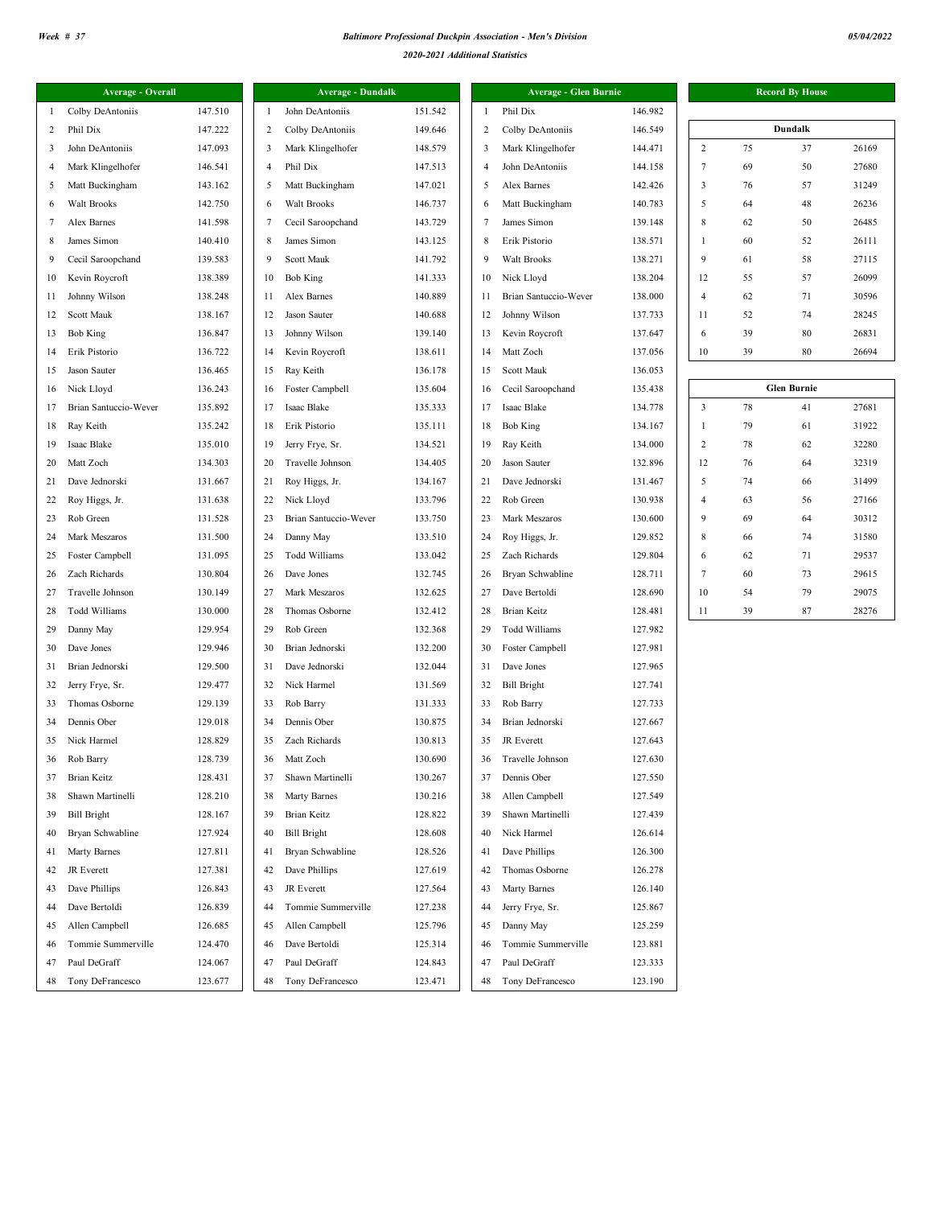Week # 37 — Baltimore Professional Duckpin Association - Men's Division — 05/04/2022

*2020-2021 Additional Statistics*

## Average - Overall

| | | |
|---|---|---|
| 1 | Colby DeAntoniis | 147.510 |
| 2 | Phil Dix | 147.222 |
| 3 | John DeAntoniis | 147.093 |
| 4 | Mark Klingelhofer | 146.541 |
| 5 | Matt Buckingham | 143.162 |
| 6 | Walt Brooks | 142.750 |
| 7 | Alex Barnes | 141.598 |
| 8 | James Simon | 140.410 |
| 9 | Cecil Saroopchand | 139.583 |
| 10 | Kevin Roycroft | 138.389 |
| 11 | Johnny Wilson | 138.248 |
| 12 | Scott Mauk | 138.167 |
| 13 | Bob King | 136.847 |
| 14 | Erik Pistorio | 136.722 |
| 15 | Jason Sauter | 136.465 |
| 16 | Nick Lloyd | 136.243 |
| 17 | Brian Santuccio-Wever | 135.892 |
| 18 | Ray Keith | 135.242 |
| 19 | Isaac Blake | 135.010 |
| 20 | Matt Zoch | 134.303 |
| 21 | Dave Jednorski | 131.667 |
| 22 | Roy Higgs, Jr. | 131.638 |
| 23 | Rob Green | 131.528 |
| 24 | Mark Meszaros | 131.500 |
| 25 | Foster Campbell | 131.095 |
| 26 | Zach Richards | 130.804 |
| 27 | Travelle Johnson | 130.149 |
| 28 | Todd Williams | 130.000 |
| 29 | Danny May | 129.954 |
| 30 | Dave Jones | 129.946 |
| 31 | Brian Jednorski | 129.500 |
| 32 | Jerry Frye, Sr. | 129.477 |
| 33 | Thomas Osborne | 129.139 |
| 34 | Dennis Ober | 129.018 |
| 35 | Nick Harmel | 128.829 |
| 36 | Rob Barry | 128.739 |
| 37 | Brian Keitz | 128.431 |
| 38 | Shawn Martinelli | 128.210 |
| 39 | Bill Bright | 128.167 |
| 40 | Bryan Schwabline | 127.924 |
| 41 | Marty Barnes | 127.811 |
| 42 | JR Everett | 127.381 |
| 43 | Dave Phillips | 126.843 |
| 44 | Dave Bertoldi | 126.839 |
| 45 | Allen Campbell | 126.685 |
| 46 | Tommie Summerville | 124.470 |
| 47 | Paul DeGraff | 124.067 |
| 48 | Tony DeFrancesco | 123.677 |

## Average - Dundalk

| | | |
|---|---|---|
| 1 | John DeAntoniis | 151.542 |
| 2 | Colby DeAntoniis | 149.646 |
| 3 | Mark Klingelhofer | 148.579 |
| 4 | Phil Dix | 147.513 |
| 5 | Matt Buckingham | 147.021 |
| 6 | Walt Brooks | 146.737 |
| 7 | Cecil Saroopchand | 143.729 |
| 8 | James Simon | 143.125 |
| 9 | Scott Mauk | 141.792 |
| 10 | Bob King | 141.333 |
| 11 | Alex Barnes | 140.889 |
| 12 | Jason Sauter | 140.688 |
| 13 | Johnny Wilson | 139.140 |
| 14 | Kevin Roycroft | 138.611 |
| 15 | Ray Keith | 136.178 |
| 16 | Foster Campbell | 135.604 |
| 17 | Isaac Blake | 135.333 |
| 18 | Erik Pistorio | 135.111 |
| 19 | Jerry Frye, Sr. | 134.521 |
| 20 | Travelle Johnson | 134.405 |
| 21 | Roy Higgs, Jr. | 134.167 |
| 22 | Nick Lloyd | 133.796 |
| 23 | Brian Santuccio-Wever | 133.750 |
| 24 | Danny May | 133.510 |
| 25 | Todd Williams | 133.042 |
| 26 | Dave Jones | 132.745 |
| 27 | Mark Meszaros | 132.625 |
| 28 | Thomas Osborne | 132.412 |
| 29 | Rob Green | 132.368 |
| 30 | Brian Jednorski | 132.200 |
| 31 | Dave Jednorski | 132.044 |
| 32 | Nick Harmel | 131.569 |
| 33 | Rob Barry | 131.333 |
| 34 | Dennis Ober | 130.875 |
| 35 | Zach Richards | 130.813 |
| 36 | Matt Zoch | 130.690 |
| 37 | Shawn Martinelli | 130.267 |
| 38 | Marty Barnes | 130.216 |
| 39 | Brian Keitz | 128.822 |
| 40 | Bill Bright | 128.608 |
| 41 | Bryan Schwabline | 128.526 |
| 42 | Dave Phillips | 127.619 |
| 43 | JR Everett | 127.564 |
| 44 | Tommie Summerville | 127.238 |
| 45 | Allen Campbell | 125.796 |
| 46 | Dave Bertoldi | 125.314 |
| 47 | Paul DeGraff | 124.843 |
| 48 | Tony DeFrancesco | 123.471 |

## Average - Glen Burnie

| | | |
|---|---|---|
| 1 | Phil Dix | 146.982 |
| 2 | Colby DeAntoniis | 146.549 |
| 3 | Mark Klingelhofer | 144.471 |
| 4 | John DeAntoniis | 144.158 |
| 5 | Alex Barnes | 142.426 |
| 6 | Matt Buckingham | 140.783 |
| 7 | James Simon | 139.148 |
| 8 | Erik Pistorio | 138.571 |
| 9 | Walt Brooks | 138.271 |
| 10 | Nick Lloyd | 138.204 |
| 11 | Brian Santuccio-Wever | 138.000 |
| 12 | Johnny Wilson | 137.733 |
| 13 | Kevin Roycroft | 137.647 |
| 14 | Matt Zoch | 137.056 |
| 15 | Scott Mauk | 136.053 |
| 16 | Cecil Saroopchand | 135.438 |
| 17 | Isaac Blake | 134.778 |
| 18 | Bob King | 134.167 |
| 19 | Ray Keith | 134.000 |
| 20 | Jason Sauter | 132.896 |
| 21 | Dave Jednorski | 131.467 |
| 22 | Rob Green | 130.938 |
| 23 | Mark Meszaros | 130.600 |
| 24 | Roy Higgs, Jr. | 129.852 |
| 25 | Zach Richards | 129.804 |
| 26 | Bryan Schwabline | 128.711 |
| 27 | Dave Bertoldi | 128.690 |
| 28 | Brian Keitz | 128.481 |
| 29 | Todd Williams | 127.982 |
| 30 | Foster Campbell | 127.981 |
| 31 | Dave Jones | 127.965 |
| 32 | Bill Bright | 127.741 |
| 33 | Rob Barry | 127.733 |
| 34 | Brian Jednorski | 127.667 |
| 35 | JR Everett | 127.643 |
| 36 | Travelle Johnson | 127.630 |
| 37 | Dennis Ober | 127.550 |
| 38 | Allen Campbell | 127.549 |
| 39 | Shawn Martinelli | 127.439 |
| 40 | Nick Harmel | 126.614 |
| 41 | Dave Phillips | 126.300 |
| 42 | Thomas Osborne | 126.278 |
| 43 | Marty Barnes | 126.140 |
| 44 | Jerry Frye, Sr. | 125.867 |
| 45 | Danny May | 125.259 |
| 46 | Tommie Summerville | 123.881 |
| 47 | Paul DeGraff | 123.333 |
| 48 | Tony DeFrancesco | 123.190 |

## Record By House

### Dundalk

| | | | |
|---|---|---|---|
| 2 | 75 | 37 | 26169 |
| 7 | 69 | 50 | 27680 |
| 3 | 76 | 57 | 31249 |
| 5 | 64 | 48 | 26236 |
| 8 | 62 | 50 | 26485 |
| 1 | 60 | 52 | 26111 |
| 9 | 61 | 58 | 27115 |
| 12 | 55 | 57 | 26099 |
| 4 | 62 | 71 | 30596 |
| 11 | 52 | 74 | 28245 |
| 6 | 39 | 80 | 26831 |
| 10 | 39 | 80 | 26694 |

### Glen Burnie

| | | | |
|---|---|---|---|
| 3 | 78 | 41 | 27681 |
| 1 | 79 | 61 | 31922 |
| 2 | 78 | 62 | 32280 |
| 12 | 76 | 64 | 32319 |
| 5 | 74 | 66 | 31499 |
| 4 | 63 | 56 | 27166 |
| 9 | 69 | 64 | 30312 |
| 8 | 66 | 74 | 31580 |
| 6 | 62 | 71 | 29537 |
| 7 | 60 | 73 | 29615 |
| 10 | 54 | 79 | 29075 |
| 11 | 39 | 87 | 28276 |